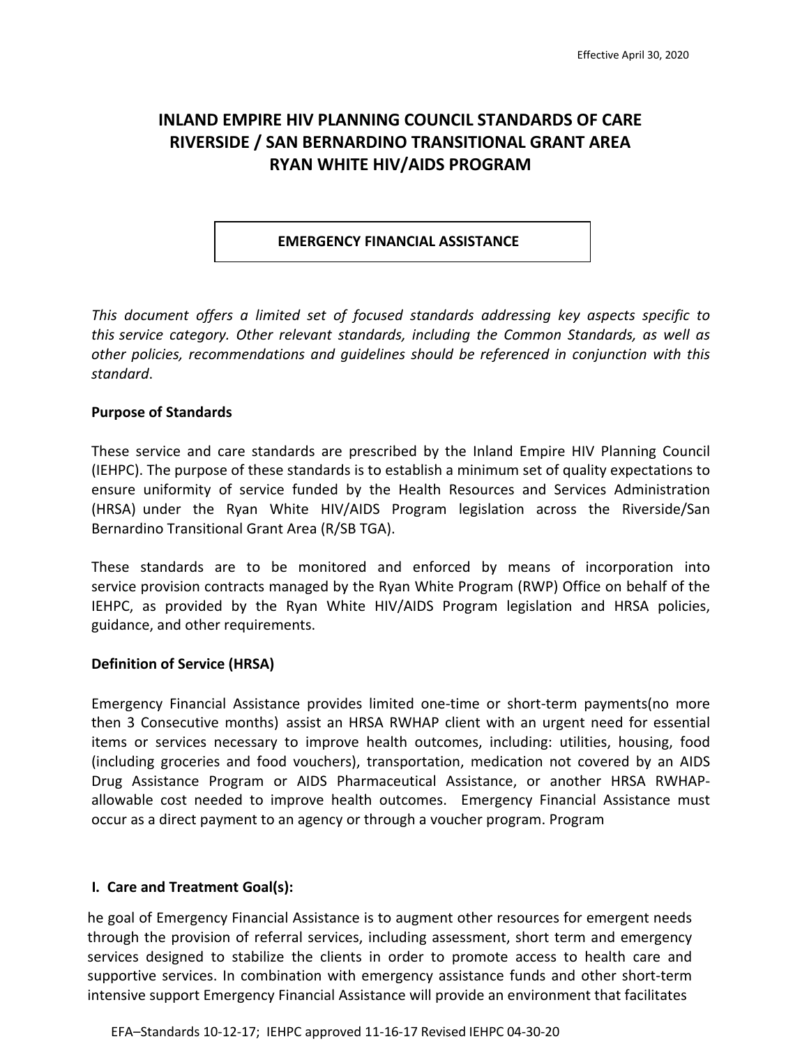# INLAND EMPIRE HIV PLANNING COUNCIL STANDARDS OF CARE RIVERSIDE / SAN BERNARDINO TRANSITIONAL GRANT AREA RYAN WHITE HIV/AIDS PROGRAM

## EMERGENCY FINANCIAL ASSISTANCE

*This document offers a limited set of focused standards addressing key aspects specific to this service category. Other relevant standards, including the Common Standards, as well as other policies, recommendations and guidelines should be referenced in conjunction with this standard*.

**Purpose of Standards**

These service and care standards are prescribed by the Inland Empire HIV Planning Council (IEHPC). The purpose of these standards is to establish a minimum set of quality expectations to ensure uniformity of service funded by the Health Resources and Services Administration (HRSA) under the Ryan White HIV/AIDS Program legislation across the Riverside/San Bernardino Transitional Grant Area (R/SB TGA).

These standards are to be monitored and enforced by means of incorporation into service provision contracts managed by the Ryan White Program (RWP) Office on behalf of the IEHPC, as provided by the Ryan White HIV/AIDS Program legislation and HRSA policies, guidance, and other requirements.

**Definition of Service (HRSA)**

Emergency Financial Assistance provides limited one-time or short-term payments(no more then 3 Consecutive months) assist an HRSA RWHAP client with an urgent need for essential items or services necessary to improve health outcomes, including: utilities, housing, food (including groceries and food vouchers), transportation, medication not covered by an AIDS Drug Assistance Program or AIDS Pharmaceutical Assistance, or another HRSA RWHAP-allowable cost needed to improve health outcomes. Emergency Financial Assistance must occur as a direct payment to an agency or through a voucher program. Program

**I. Care and Treatment Goal(s):**

he goal of Emergency Financial Assistance is to augment other resources for emergent needs through the provision of referral services, including assessment, short term and emergency services designed to stabilize the clients in order to promote access to health care and supportive services. In combination with emergency assistance funds and other short-term intensive support Emergency Financial Assistance will provide an environment that facilitates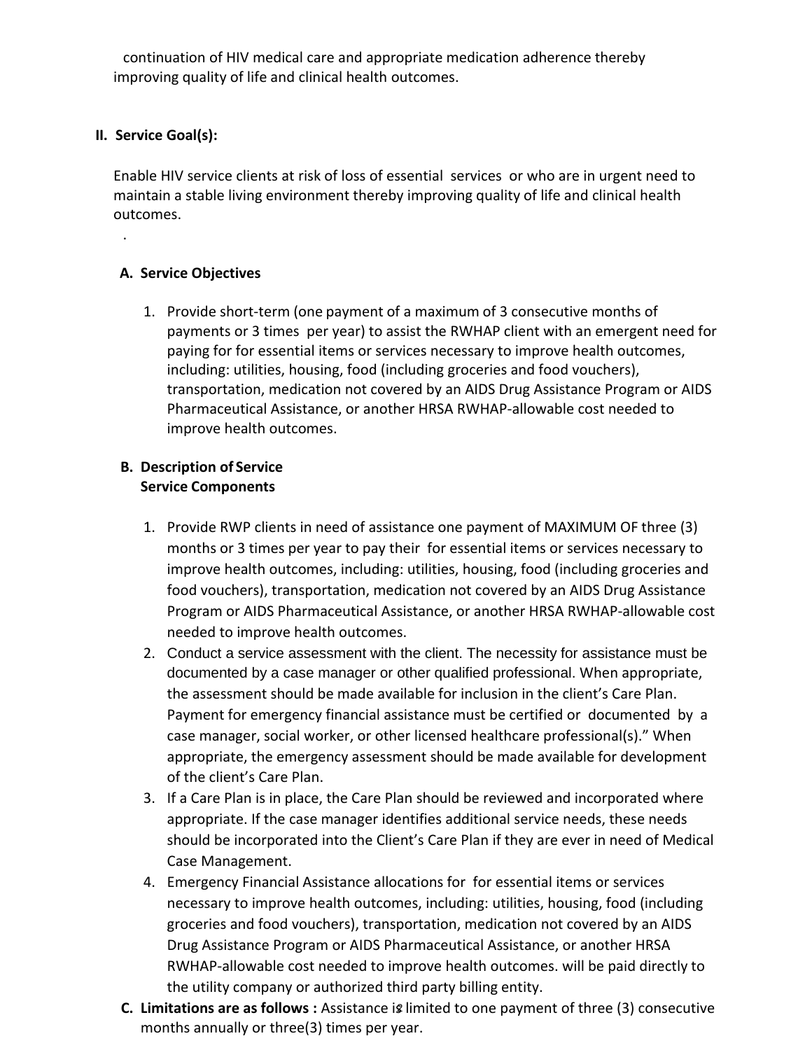continuation of HIV medical care and appropriate medication adherence thereby improving quality of life and clinical health outcomes.

## II. Service Goal(s):

Enable HIV service clients at risk of loss of essential services or who are in urgent need to maintain a stable living environment thereby improving quality of life and clinical health outcomes.

.

### A. Service Objectives

1. Provide short-term (one payment of a maximum of 3 consecutive months of payments or 3 times per year) to assist the RWHAP client with an emergent need for paying for for essential items or services necessary to improve health outcomes, including: utilities, housing, food (including groceries and food vouchers), transportation, medication not covered by an AIDS Drug Assistance Program or AIDS Pharmaceutical Assistance, or another HRSA RWHAP-allowable cost needed to improve health outcomes.

### B. Description of Service
**Service Components**

1. Provide RWP clients in need of assistance one payment of MAXIMUM OF three (3) months or 3 times per year to pay their for essential items or services necessary to improve health outcomes, including: utilities, housing, food (including groceries and food vouchers), transportation, medication not covered by an AIDS Drug Assistance Program or AIDS Pharmaceutical Assistance, or another HRSA RWHAP-allowable cost needed to improve health outcomes.
2. Conduct a service assessment with the client. The necessity for assistance must be documented by a case manager or other qualified professional. When appropriate, the assessment should be made available for inclusion in the client's Care Plan. Payment for emergency financial assistance must be certified or documented by a case manager, social worker, or other licensed healthcare professional(s)." When appropriate, the emergency assessment should be made available for development of the client's Care Plan.
3. If a Care Plan is in place, the Care Plan should be reviewed and incorporated where appropriate. If the case manager identifies additional service needs, these needs should be incorporated into the Client's Care Plan if they are ever in need of Medical Case Management.
4. Emergency Financial Assistance allocations for for essential items or services necessary to improve health outcomes, including: utilities, housing, food (including groceries and food vouchers), transportation, medication not covered by an AIDS Drug Assistance Program or AIDS Pharmaceutical Assistance, or another HRSA RWHAP-allowable cost needed to improve health outcomes. will be paid directly to the utility company or authorized third party billing entity.

### C. Limitations are as follows :
Assistance is limited to one payment of three (3) consecutive months annually or three(3) times per year.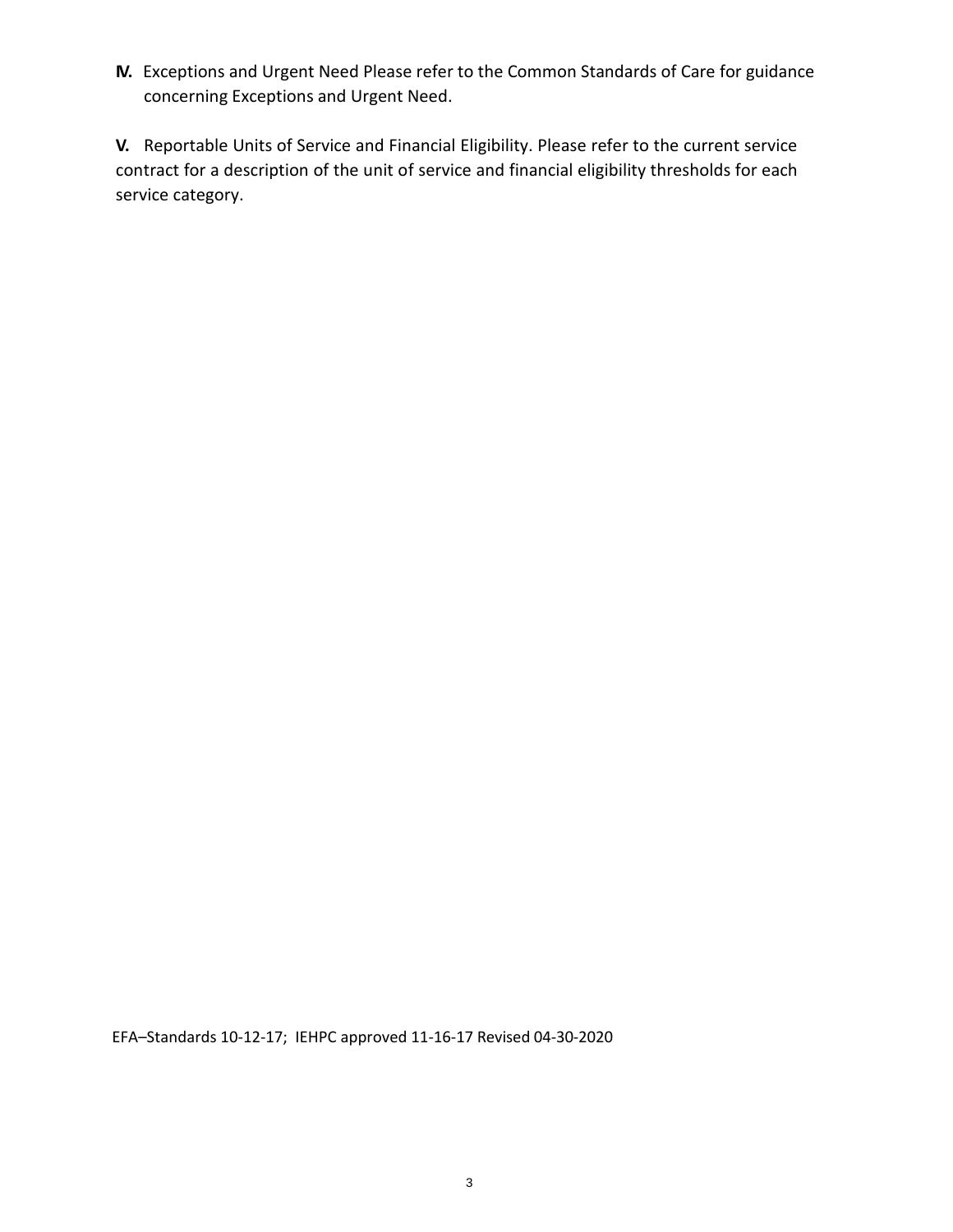**IV.** Exceptions and Urgent Need Please refer to the Common Standards of Care for guidance concerning Exceptions and Urgent Need.

**V.** Reportable Units of Service and Financial Eligibility. Please refer to the current service contract for a description of the unit of service and financial eligibility thresholds for each service category.

EFA–Standards 10-12-17; IEHPC approved 11-16-17 Revised 04-30-2020